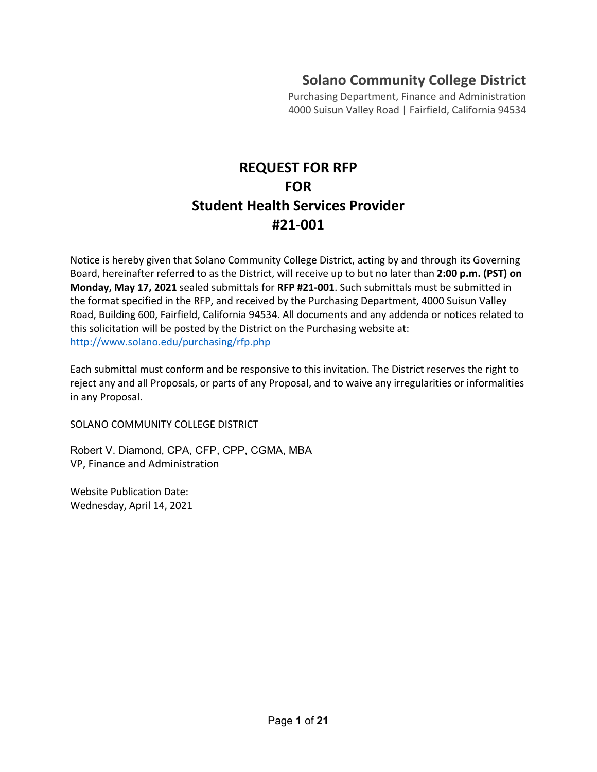## Solano Community College District

Purchasing Department, Finance and Administration
4000 Suisun Valley Road | Fairfield, California 94534

# REQUEST FOR RFP
# FOR
# Student Health Services Provider
# #21-001

Notice is hereby given that Solano Community College District, acting by and through its Governing Board, hereinafter referred to as the District, will receive up to but no later than **2:00 p.m. (PST) on Monday, May 17, 2021** sealed submittals for **RFP #21-001**. Such submittals must be submitted in the format specified in the RFP, and received by the Purchasing Department, 4000 Suisun Valley Road, Building 600, Fairfield, California 94534. All documents and any addenda or notices related to this solicitation will be posted by the District on the Purchasing website at: http://www.solano.edu/purchasing/rfp.php

Each submittal must conform and be responsive to this invitation. The District reserves the right to reject any and all Proposals, or parts of any Proposal, and to waive any irregularities or informalities in any Proposal.

SOLANO COMMUNITY COLLEGE DISTRICT

Robert V. Diamond, CPA, CFP, CPP, CGMA, MBA
VP, Finance and Administration

Website Publication Date:
Wednesday, April 14, 2021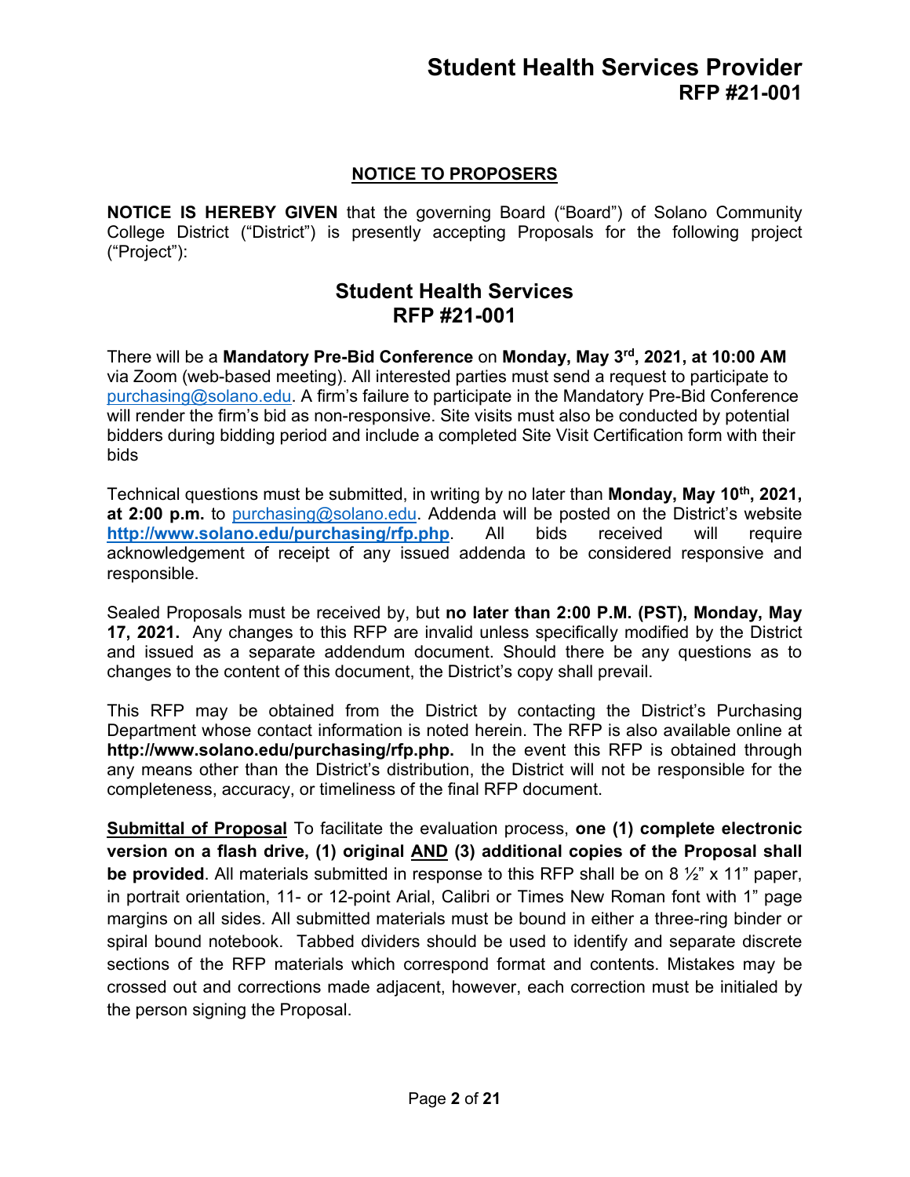## NOTICE TO PROPOSERS

**NOTICE IS HEREBY GIVEN** that the governing Board ("Board") of Solano Community College District ("District") is presently accepting Proposals for the following project ("Project"):

# Student Health Services
# RFP #21-001

There will be a **Mandatory Pre-Bid Conference** on **Monday, May 3rd, 2021, at 10:00 AM** via Zoom (web-based meeting). All interested parties must send a request to participate to purchasing@solano.edu. A firm's failure to participate in the Mandatory Pre-Bid Conference will render the firm's bid as non-responsive. Site visits must also be conducted by potential bidders during bidding period and include a completed Site Visit Certification form with their bids

Technical questions must be submitted, in writing by no later than **Monday, May 10th, 2021, at 2:00 p.m.** to purchasing@solano.edu. Addenda will be posted on the District's website **http://www.solano.edu/purchasing/rfp.php**. All bids received will require acknowledgement of receipt of any issued addenda to be considered responsive and responsible.

Sealed Proposals must be received by, but **no later than 2:00 P.M. (PST), Monday, May 17, 2021.** Any changes to this RFP are invalid unless specifically modified by the District and issued as a separate addendum document. Should there be any questions as to changes to the content of this document, the District's copy shall prevail.

This RFP may be obtained from the District by contacting the District's Purchasing Department whose contact information is noted herein. The RFP is also available online at **http://www.solano.edu/purchasing/rfp.php.** In the event this RFP is obtained through any means other than the District's distribution, the District will not be responsible for the completeness, accuracy, or timeliness of the final RFP document.

**Submittal of Proposal** To facilitate the evaluation process, **one (1) complete electronic version on a flash drive, (1) original AND (3) additional copies of the Proposal shall be provided**. All materials submitted in response to this RFP shall be on 8 ½" x 11" paper, in portrait orientation, 11- or 12-point Arial, Calibri or Times New Roman font with 1" page margins on all sides. All submitted materials must be bound in either a three-ring binder or spiral bound notebook. Tabbed dividers should be used to identify and separate discrete sections of the RFP materials which correspond format and contents. Mistakes may be crossed out and corrections made adjacent, however, each correction must be initialed by the person signing the Proposal.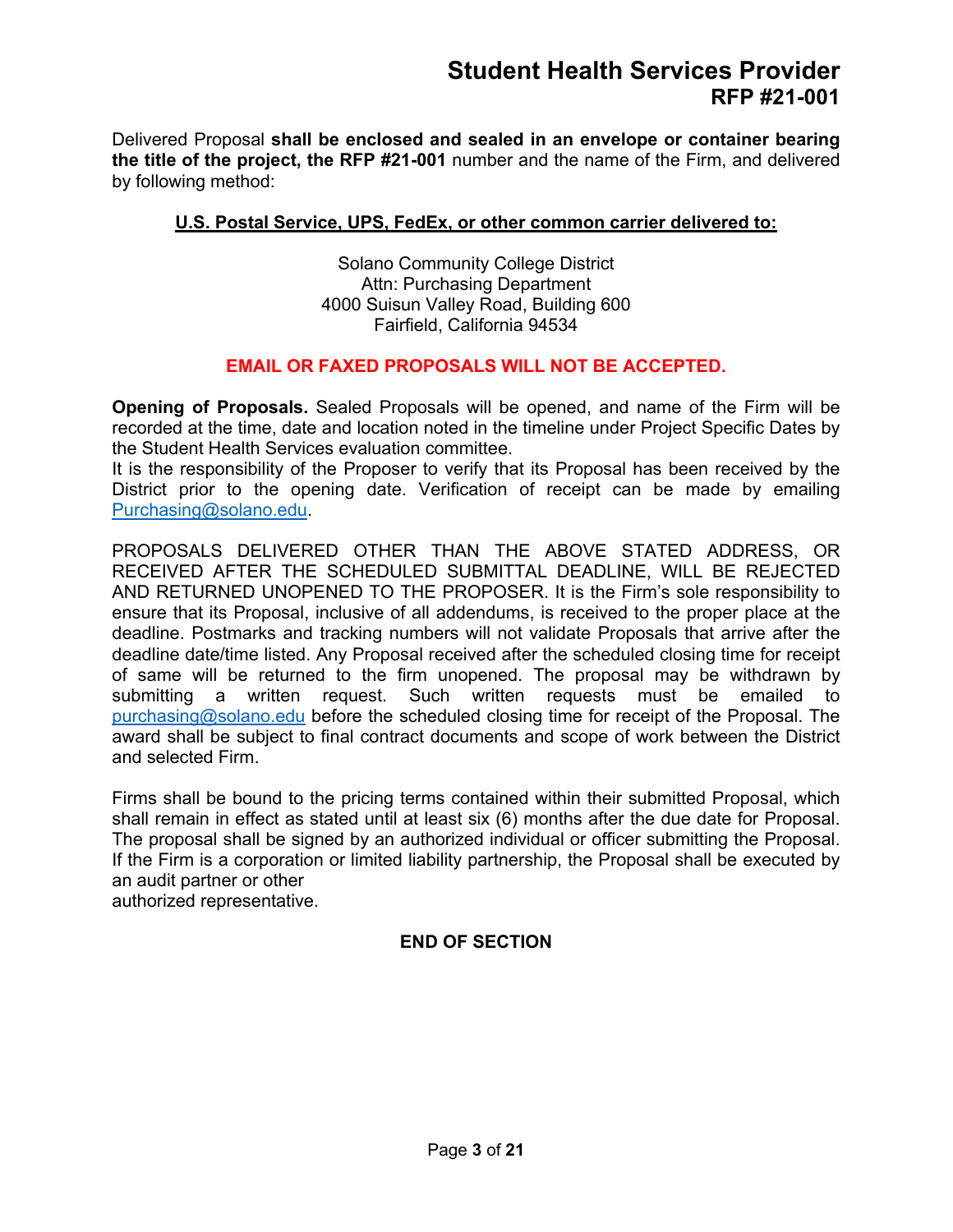Delivered Proposal **shall be enclosed and sealed in an envelope or container bearing the title of the project, the RFP #21-001** number and the name of the Firm, and delivered by following method:

**U.S. Postal Service, UPS, FedEx, or other common carrier delivered to:**

Solano Community College District
Attn: Purchasing Department
4000 Suisun Valley Road, Building 600
Fairfield, California 94534

**EMAIL OR FAXED PROPOSALS WILL NOT BE ACCEPTED.**

**Opening of Proposals.** Sealed Proposals will be opened, and name of the Firm will be recorded at the time, date and location noted in the timeline under Project Specific Dates by the Student Health Services evaluation committee.
It is the responsibility of the Proposer to verify that its Proposal has been received by the District prior to the opening date. Verification of receipt can be made by emailing Purchasing@solano.edu.

PROPOSALS DELIVERED OTHER THAN THE ABOVE STATED ADDRESS, OR RECEIVED AFTER THE SCHEDULED SUBMITTAL DEADLINE, WILL BE REJECTED AND RETURNED UNOPENED TO THE PROPOSER. It is the Firm's sole responsibility to ensure that its Proposal, inclusive of all addendums, is received to the proper place at the deadline. Postmarks and tracking numbers will not validate Proposals that arrive after the deadline date/time listed. Any Proposal received after the scheduled closing time for receipt of same will be returned to the firm unopened. The proposal may be withdrawn by submitting a written request. Such written requests must be emailed to purchasing@solano.edu before the scheduled closing time for receipt of the Proposal. The award shall be subject to final contract documents and scope of work between the District and selected Firm.

Firms shall be bound to the pricing terms contained within their submitted Proposal, which shall remain in effect as stated until at least six (6) months after the due date for Proposal. The proposal shall be signed by an authorized individual or officer submitting the Proposal. If the Firm is a corporation or limited liability partnership, the Proposal shall be executed by an audit partner or other
authorized representative.

**END OF SECTION**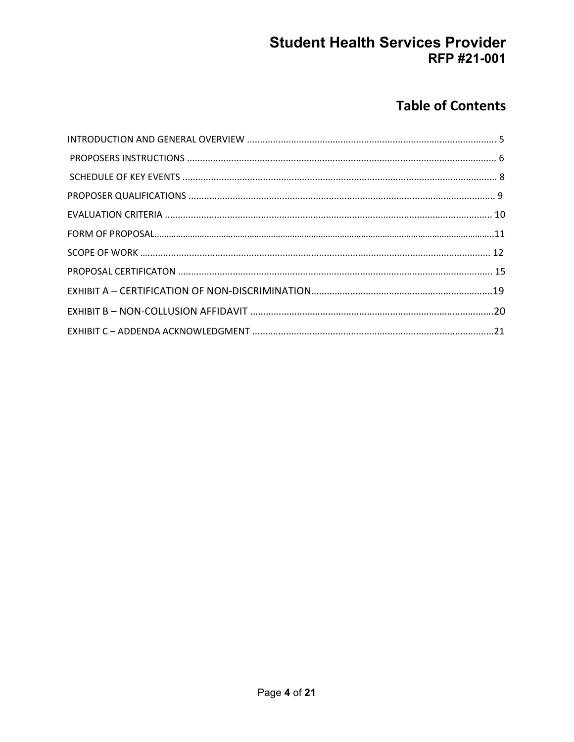## Table of Contents

INTRODUCTION AND GENERAL OVERVIEW ........................................................................................ 5

PROPOSERS INSTRUCTIONS ........................................................................................................ 6

SCHEDULE OF KEY EVENTS .......................................................................................................... 8

PROPOSER QUALIFICATIONS ....................................................................................................... 9

EVALUATION CRITERIA ............................................................................................................... 10

FORM OF PROPOSAL.......................................................................................................................11

SCOPE OF WORK ............................................................................................................................ 12

PROPOSAL CERTIFICATON .......................................................................................................... 15

EXHIBIT A – CERTIFICATION OF NON-DISCRIMINATION.......................................................................19

EXHIBIT B – NON-COLLUSION AFFIDAVIT ................................................................................................20

EXHIBIT C – ADDENDA ACKNOWLEDGMENT ..............................................................................................21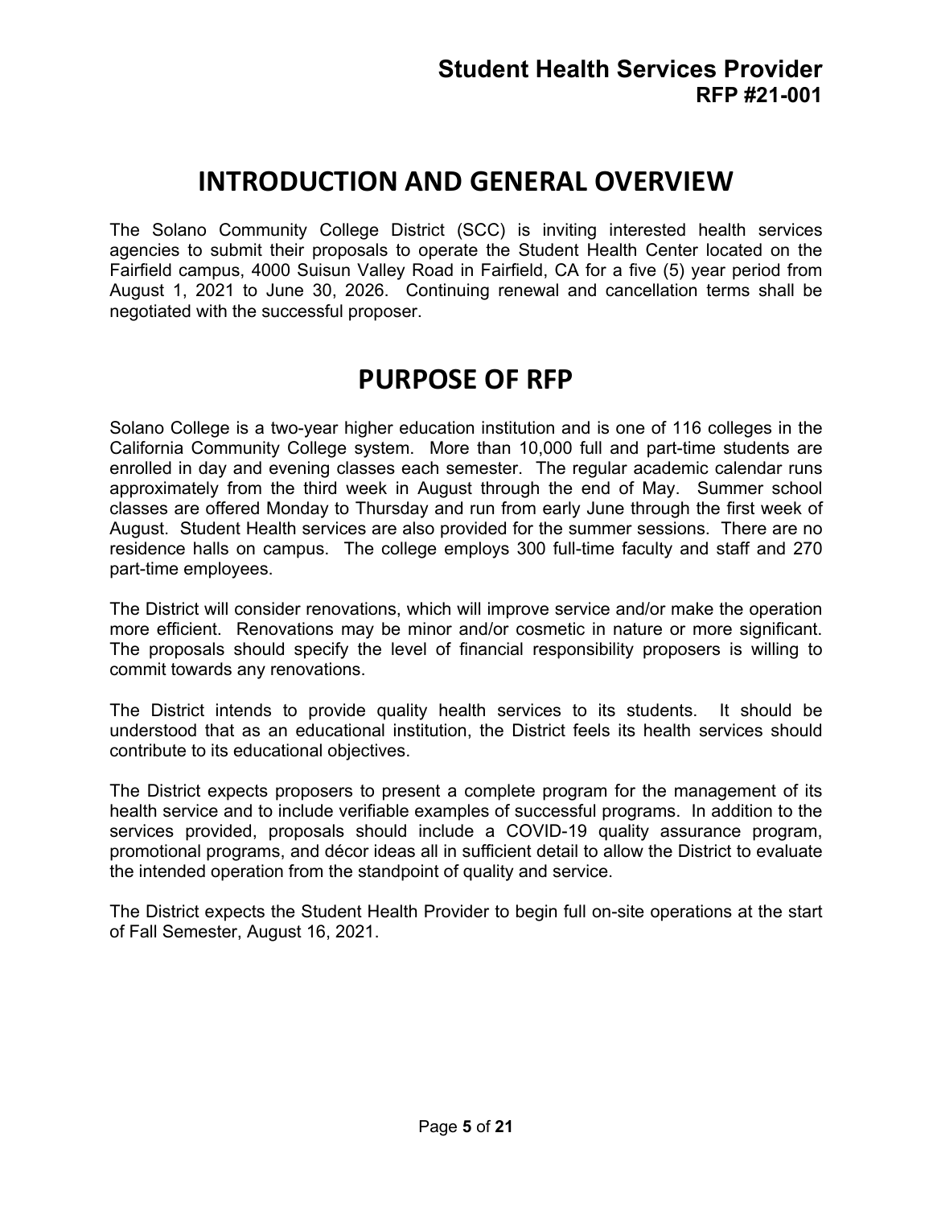# INTRODUCTION AND GENERAL OVERVIEW

The Solano Community College District (SCC) is inviting interested health services agencies to submit their proposals to operate the Student Health Center located on the Fairfield campus, 4000 Suisun Valley Road in Fairfield, CA for a five (5) year period from August 1, 2021 to June 30, 2026. Continuing renewal and cancellation terms shall be negotiated with the successful proposer.

# PURPOSE OF RFP

Solano College is a two-year higher education institution and is one of 116 colleges in the California Community College system. More than 10,000 full and part-time students are enrolled in day and evening classes each semester. The regular academic calendar runs approximately from the third week in August through the end of May. Summer school classes are offered Monday to Thursday and run from early June through the first week of August. Student Health services are also provided for the summer sessions. There are no residence halls on campus. The college employs 300 full-time faculty and staff and 270 part-time employees.

The District will consider renovations, which will improve service and/or make the operation more efficient. Renovations may be minor and/or cosmetic in nature or more significant. The proposals should specify the level of financial responsibility proposers is willing to commit towards any renovations.

The District intends to provide quality health services to its students. It should be understood that as an educational institution, the District feels its health services should contribute to its educational objectives.

The District expects proposers to present a complete program for the management of its health service and to include verifiable examples of successful programs. In addition to the services provided, proposals should include a COVID-19 quality assurance program, promotional programs, and décor ideas all in sufficient detail to allow the District to evaluate the intended operation from the standpoint of quality and service.

The District expects the Student Health Provider to begin full on-site operations at the start of Fall Semester, August 16, 2021.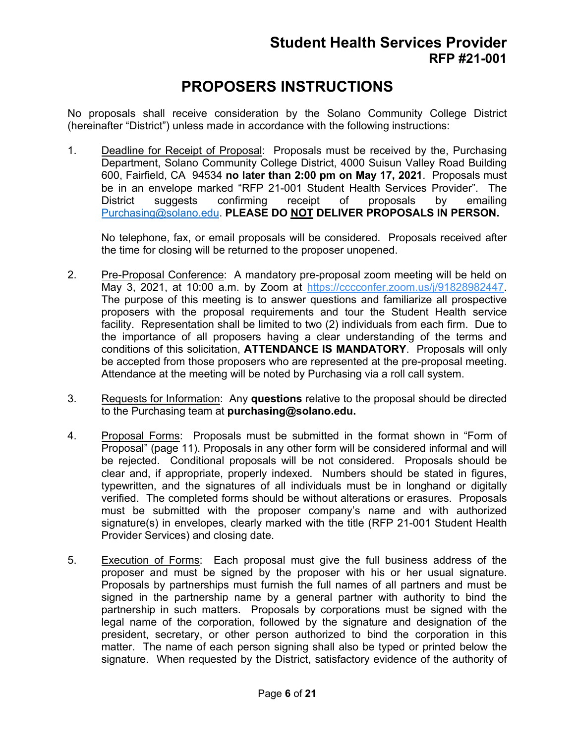# Student Health Services Provider
## RFP #21-001

# PROPOSERS INSTRUCTIONS

No proposals shall receive consideration by the Solano Community College District (hereinafter "District") unless made in accordance with the following instructions:

1. Deadline for Receipt of Proposal: Proposals must be received by the, Purchasing Department, Solano Community College District, 4000 Suisun Valley Road Building 600, Fairfield, CA 94534 **no later than 2:00 pm on May 17, 2021**. Proposals must be in an envelope marked "RFP 21-001 Student Health Services Provider". The District suggests confirming receipt of proposals by emailing Purchasing@solano.edu. **PLEASE DO NOT DELIVER PROPOSALS IN PERSON.**

   No telephone, fax, or email proposals will be considered. Proposals received after the time for closing will be returned to the proposer unopened.

2. Pre-Proposal Conference: A mandatory pre-proposal zoom meeting will be held on May 3, 2021, at 10:00 a.m. by Zoom at https://cccconfer.zoom.us/j/91828982447. The purpose of this meeting is to answer questions and familiarize all prospective proposers with the proposal requirements and tour the Student Health service facility. Representation shall be limited to two (2) individuals from each firm. Due to the importance of all proposers having a clear understanding of the terms and conditions of this solicitation, **ATTENDANCE IS MANDATORY**. Proposals will only be accepted from those proposers who are represented at the pre-proposal meeting. Attendance at the meeting will be noted by Purchasing via a roll call system.

3. Requests for Information: Any **questions** relative to the proposal should be directed to the Purchasing team at **purchasing@solano.edu.**

4. Proposal Forms: Proposals must be submitted in the format shown in "Form of Proposal" (page 11). Proposals in any other form will be considered informal and will be rejected. Conditional proposals will be not considered. Proposals should be clear and, if appropriate, properly indexed. Numbers should be stated in figures, typewritten, and the signatures of all individuals must be in longhand or digitally verified. The completed forms should be without alterations or erasures. Proposals must be submitted with the proposer company's name and with authorized signature(s) in envelopes, clearly marked with the title (RFP 21-001 Student Health Provider Services) and closing date.

5. Execution of Forms: Each proposal must give the full business address of the proposer and must be signed by the proposer with his or her usual signature. Proposals by partnerships must furnish the full names of all partners and must be signed in the partnership name by a general partner with authority to bind the partnership in such matters. Proposals by corporations must be signed with the legal name of the corporation, followed by the signature and designation of the president, secretary, or other person authorized to bind the corporation in this matter. The name of each person signing shall also be typed or printed below the signature. When requested by the District, satisfactory evidence of the authority of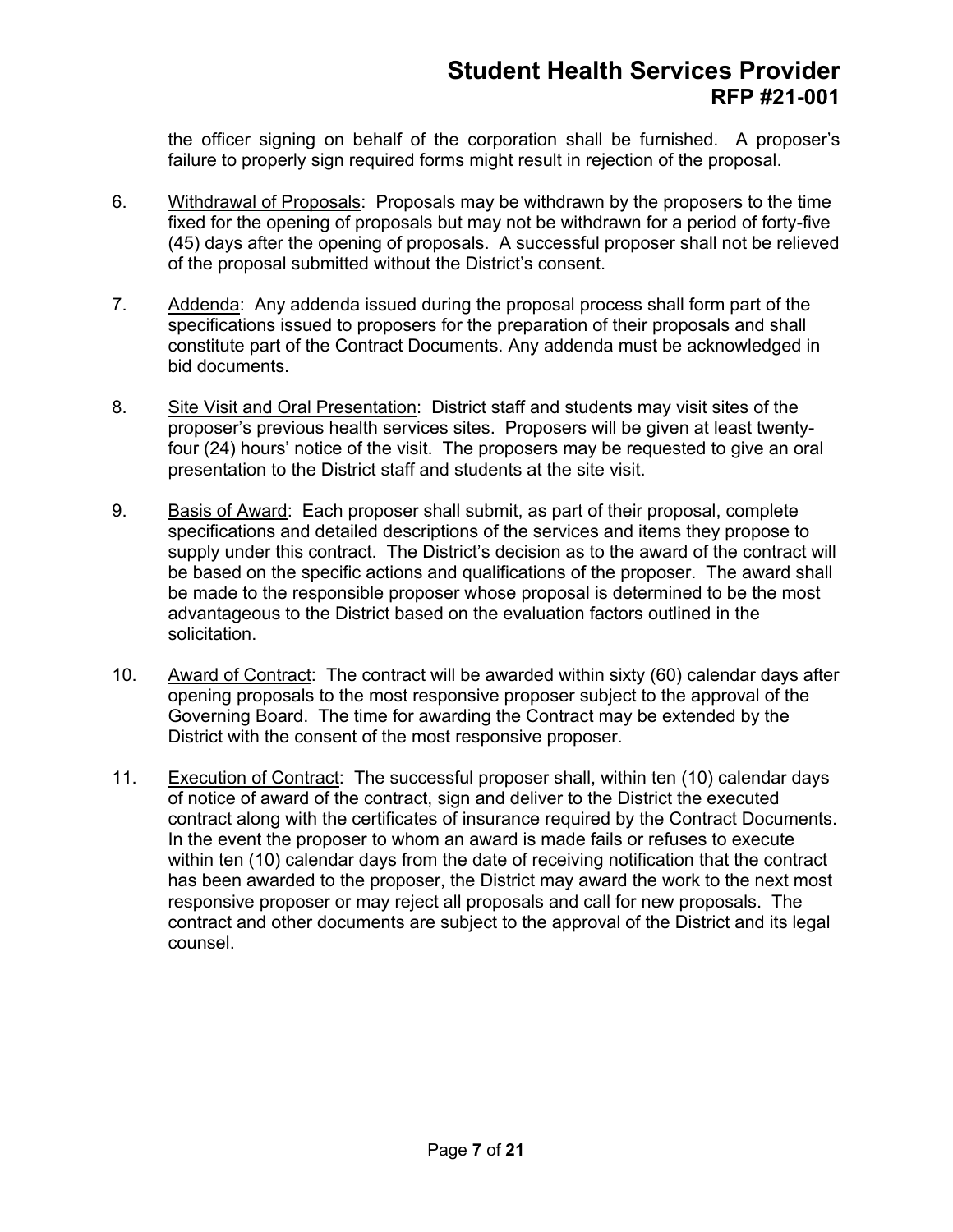the officer signing on behalf of the corporation shall be furnished. A proposer's failure to properly sign required forms might result in rejection of the proposal.

6. Withdrawal of Proposals: Proposals may be withdrawn by the proposers to the time fixed for the opening of proposals but may not be withdrawn for a period of forty-five (45) days after the opening of proposals. A successful proposer shall not be relieved of the proposal submitted without the District's consent.

7. Addenda: Any addenda issued during the proposal process shall form part of the specifications issued to proposers for the preparation of their proposals and shall constitute part of the Contract Documents. Any addenda must be acknowledged in bid documents.

8. Site Visit and Oral Presentation: District staff and students may visit sites of the proposer's previous health services sites. Proposers will be given at least twenty-four (24) hours' notice of the visit. The proposers may be requested to give an oral presentation to the District staff and students at the site visit.

9. Basis of Award: Each proposer shall submit, as part of their proposal, complete specifications and detailed descriptions of the services and items they propose to supply under this contract. The District's decision as to the award of the contract will be based on the specific actions and qualifications of the proposer. The award shall be made to the responsible proposer whose proposal is determined to be the most advantageous to the District based on the evaluation factors outlined in the solicitation.

10. Award of Contract: The contract will be awarded within sixty (60) calendar days after opening proposals to the most responsive proposer subject to the approval of the Governing Board. The time for awarding the Contract may be extended by the District with the consent of the most responsive proposer.

11. Execution of Contract: The successful proposer shall, within ten (10) calendar days of notice of award of the contract, sign and deliver to the District the executed contract along with the certificates of insurance required by the Contract Documents. In the event the proposer to whom an award is made fails or refuses to execute within ten (10) calendar days from the date of receiving notification that the contract has been awarded to the proposer, the District may award the work to the next most responsive proposer or may reject all proposals and call for new proposals. The contract and other documents are subject to the approval of the District and its legal counsel.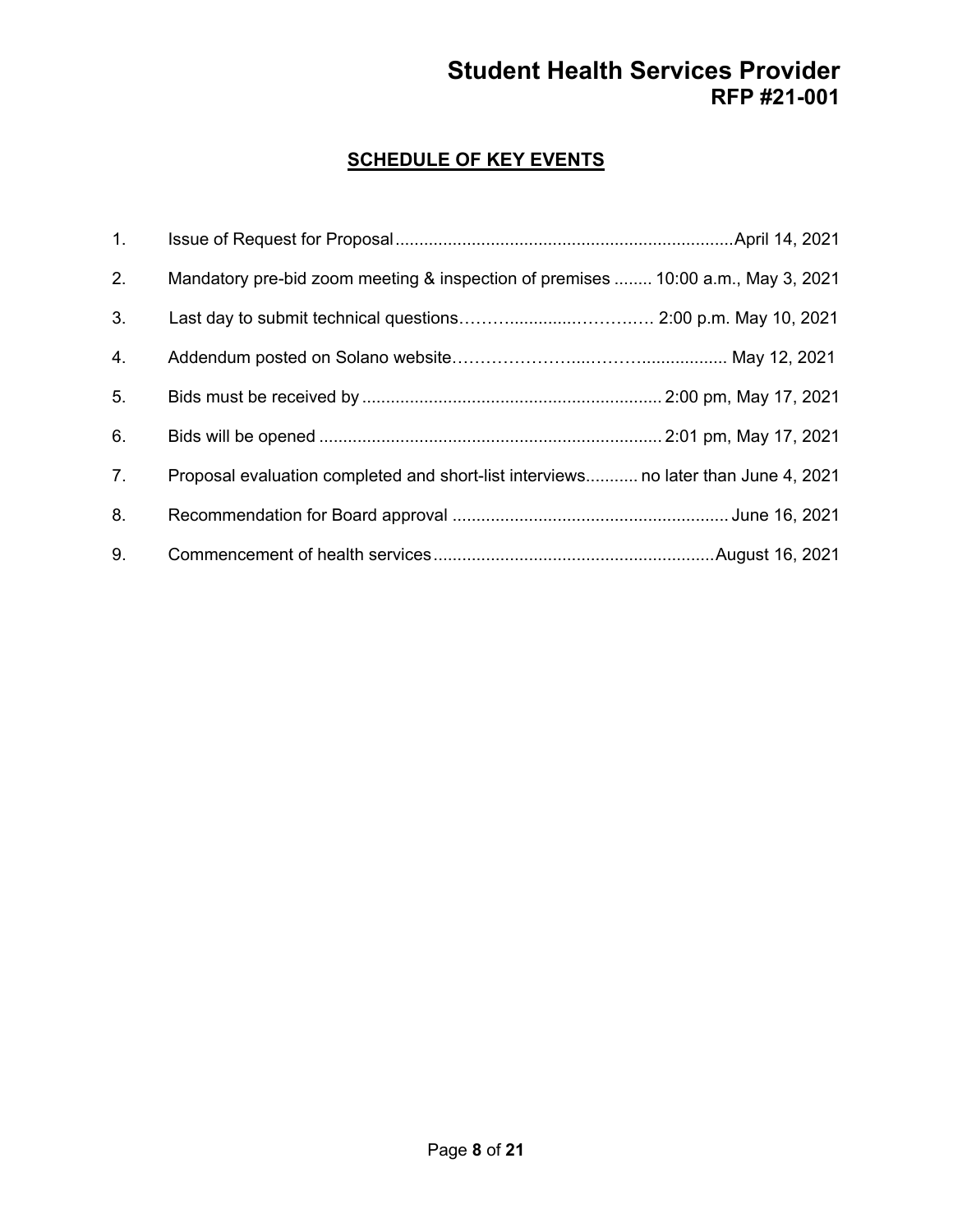# Student Health Services Provider
## RFP #21-001

### SCHEDULE OF KEY EVENTS

1. Issue of Request for Proposal....................................................................April 14, 2021
2. Mandatory pre-bid zoom meeting & inspection of premises ........ 10:00 a.m., May 3, 2021
3. Last day to submit technical questions……….............………… 2:00 p.m. May 10, 2021
4. Addendum posted on Solano website…………………....………................... May 12, 2021
5. Bids must be received by ............................................................. 2:00 pm, May 17, 2021
6. Bids will be opened ...................................................................... 2:01 pm, May 17, 2021
7. Proposal evaluation completed and short-list interviews........... no later than June 4, 2021
8. Recommendation for Board approval ........................................................ June 16, 2021
9. Commencement of health services..........................................................August 16, 2021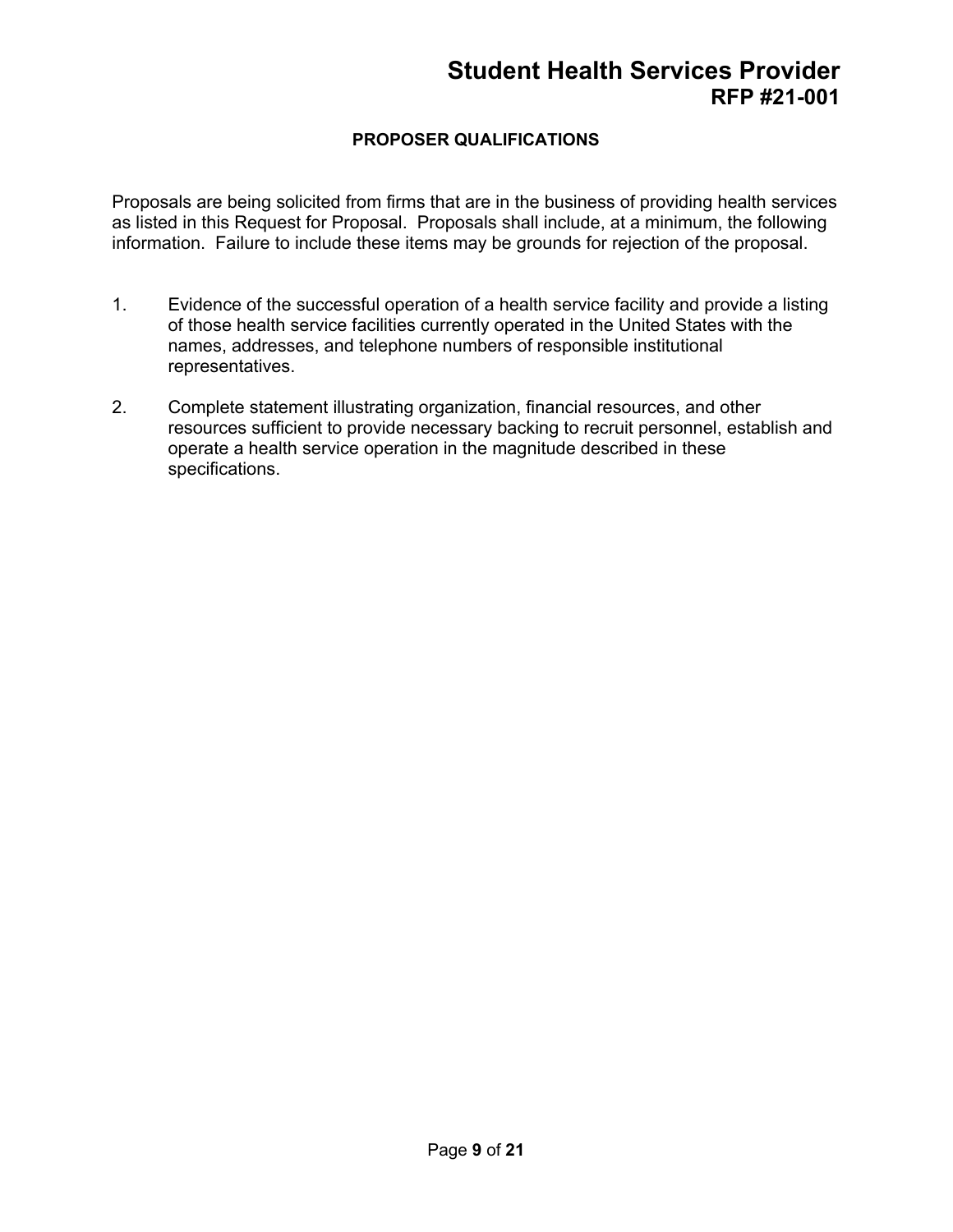## PROPOSER QUALIFICATIONS

Proposals are being solicited from firms that are in the business of providing health services as listed in this Request for Proposal. Proposals shall include, at a minimum, the following information. Failure to include these items may be grounds for rejection of the proposal.

1. Evidence of the successful operation of a health service facility and provide a listing of those health service facilities currently operated in the United States with the names, addresses, and telephone numbers of responsible institutional representatives.

2. Complete statement illustrating organization, financial resources, and other resources sufficient to provide necessary backing to recruit personnel, establish and operate a health service operation in the magnitude described in these specifications.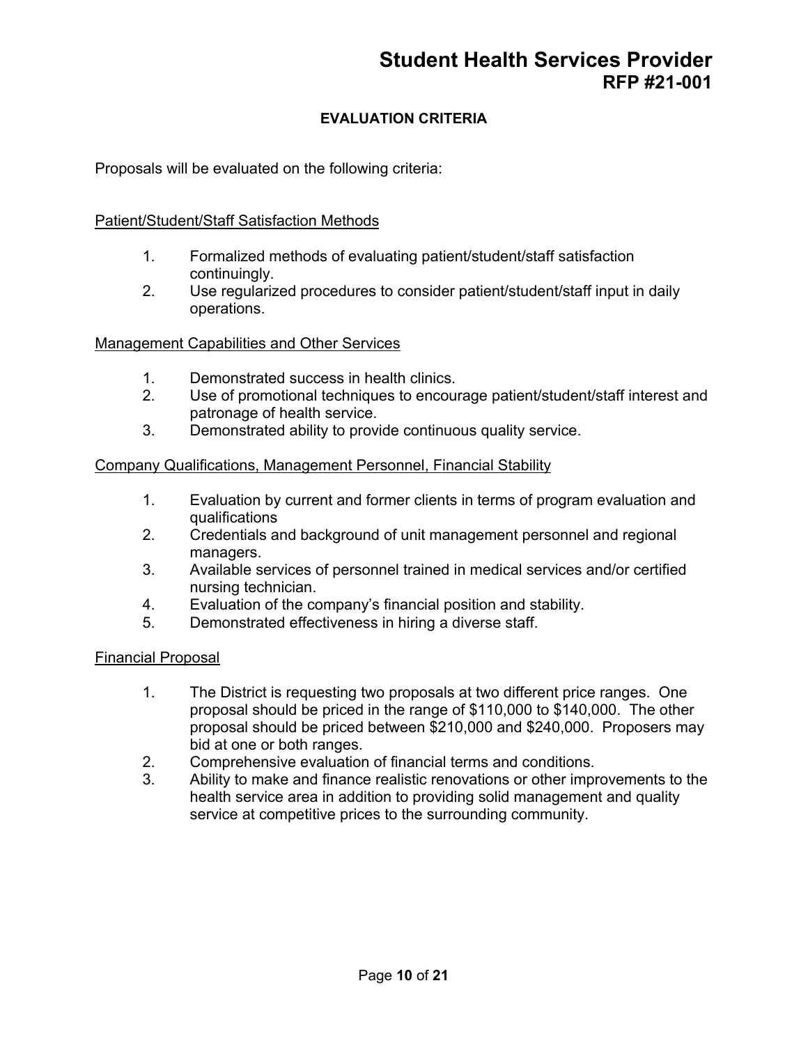## EVALUATION CRITERIA

Proposals will be evaluated on the following criteria:

Patient/Student/Staff Satisfaction Methods

1. Formalized methods of evaluating patient/student/staff satisfaction continuingly.
2. Use regularized procedures to consider patient/student/staff input in daily operations.

Management Capabilities and Other Services

1. Demonstrated success in health clinics.
2. Use of promotional techniques to encourage patient/student/staff interest and patronage of health service.
3. Demonstrated ability to provide continuous quality service.

Company Qualifications, Management Personnel, Financial Stability

1. Evaluation by current and former clients in terms of program evaluation and qualifications
2. Credentials and background of unit management personnel and regional managers.
3. Available services of personnel trained in medical services and/or certified nursing technician.
4. Evaluation of the company's financial position and stability.
5. Demonstrated effectiveness in hiring a diverse staff.

Financial Proposal

1. The District is requesting two proposals at two different price ranges. One proposal should be priced in the range of $110,000 to $140,000. The other proposal should be priced between $210,000 and $240,000. Proposers may bid at one or both ranges.
2. Comprehensive evaluation of financial terms and conditions.
3. Ability to make and finance realistic renovations or other improvements to the health service area in addition to providing solid management and quality service at competitive prices to the surrounding community.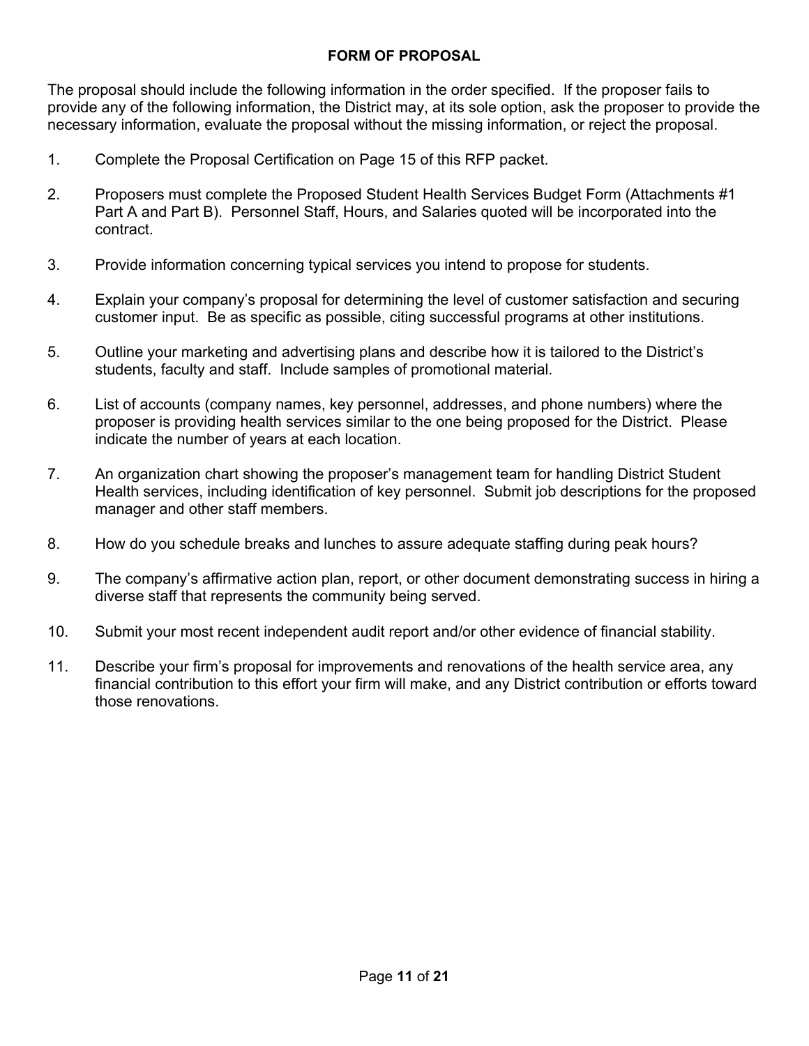## FORM OF PROPOSAL

The proposal should include the following information in the order specified. If the proposer fails to provide any of the following information, the District may, at its sole option, ask the proposer to provide the necessary information, evaluate the proposal without the missing information, or reject the proposal.

1. Complete the Proposal Certification on Page 15 of this RFP packet.

2. Proposers must complete the Proposed Student Health Services Budget Form (Attachments #1 Part A and Part B). Personnel Staff, Hours, and Salaries quoted will be incorporated into the contract.

3. Provide information concerning typical services you intend to propose for students.

4. Explain your company's proposal for determining the level of customer satisfaction and securing customer input. Be as specific as possible, citing successful programs at other institutions.

5. Outline your marketing and advertising plans and describe how it is tailored to the District's students, faculty and staff. Include samples of promotional material.

6. List of accounts (company names, key personnel, addresses, and phone numbers) where the proposer is providing health services similar to the one being proposed for the District. Please indicate the number of years at each location.

7. An organization chart showing the proposer's management team for handling District Student Health services, including identification of key personnel. Submit job descriptions for the proposed manager and other staff members.

8. How do you schedule breaks and lunches to assure adequate staffing during peak hours?

9. The company's affirmative action plan, report, or other document demonstrating success in hiring a diverse staff that represents the community being served.

10. Submit your most recent independent audit report and/or other evidence of financial stability.

11. Describe your firm's proposal for improvements and renovations of the health service area, any financial contribution to this effort your firm will make, and any District contribution or efforts toward those renovations.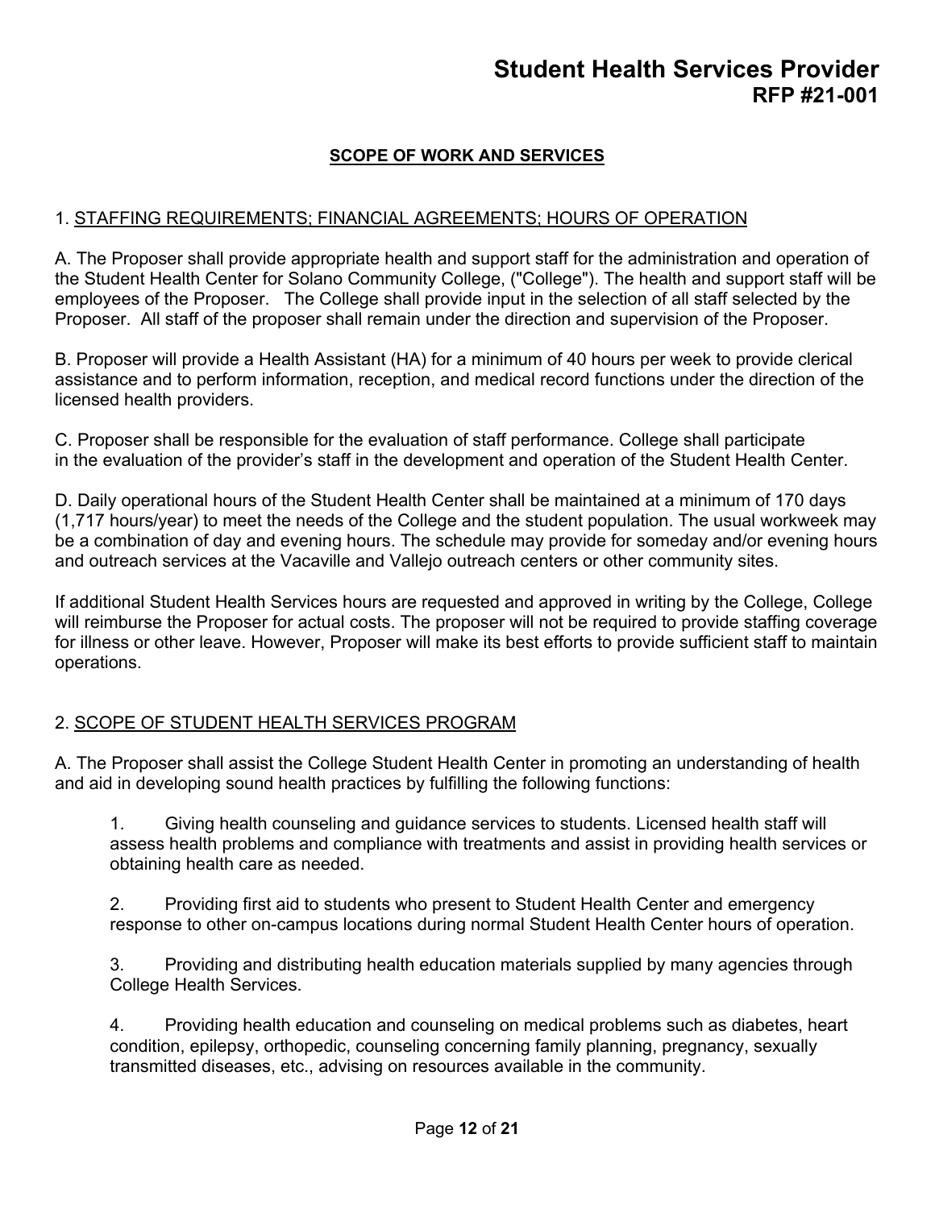## SCOPE OF WORK AND SERVICES

### 1. STAFFING REQUIREMENTS; FINANCIAL AGREEMENTS; HOURS OF OPERATION

A. The Proposer shall provide appropriate health and support staff for the administration and operation of the Student Health Center for Solano Community College, ("College"). The health and support staff will be employees of the Proposer. The College shall provide input in the selection of all staff selected by the Proposer. All staff of the proposer shall remain under the direction and supervision of the Proposer.

B. Proposer will provide a Health Assistant (HA) for a minimum of 40 hours per week to provide clerical assistance and to perform information, reception, and medical record functions under the direction of the licensed health providers.

C. Proposer shall be responsible for the evaluation of staff performance. College shall participate in the evaluation of the provider's staff in the development and operation of the Student Health Center.

D. Daily operational hours of the Student Health Center shall be maintained at a minimum of 170 days (1,717 hours/year) to meet the needs of the College and the student population. The usual workweek may be a combination of day and evening hours. The schedule may provide for someday and/or evening hours and outreach services at the Vacaville and Vallejo outreach centers or other community sites.

If additional Student Health Services hours are requested and approved in writing by the College, College will reimburse the Proposer for actual costs. The proposer will not be required to provide staffing coverage for illness or other leave. However, Proposer will make its best efforts to provide sufficient staff to maintain operations.

### 2. SCOPE OF STUDENT HEALTH SERVICES PROGRAM

A. The Proposer shall assist the College Student Health Center in promoting an understanding of health and aid in developing sound health practices by fulfilling the following functions:

1. Giving health counseling and guidance services to students. Licensed health staff will assess health problems and compliance with treatments and assist in providing health services or obtaining health care as needed.

2. Providing first aid to students who present to Student Health Center and emergency response to other on-campus locations during normal Student Health Center hours of operation.

3. Providing and distributing health education materials supplied by many agencies through College Health Services.

4. Providing health education and counseling on medical problems such as diabetes, heart condition, epilepsy, orthopedic, counseling concerning family planning, pregnancy, sexually transmitted diseases, etc., advising on resources available in the community.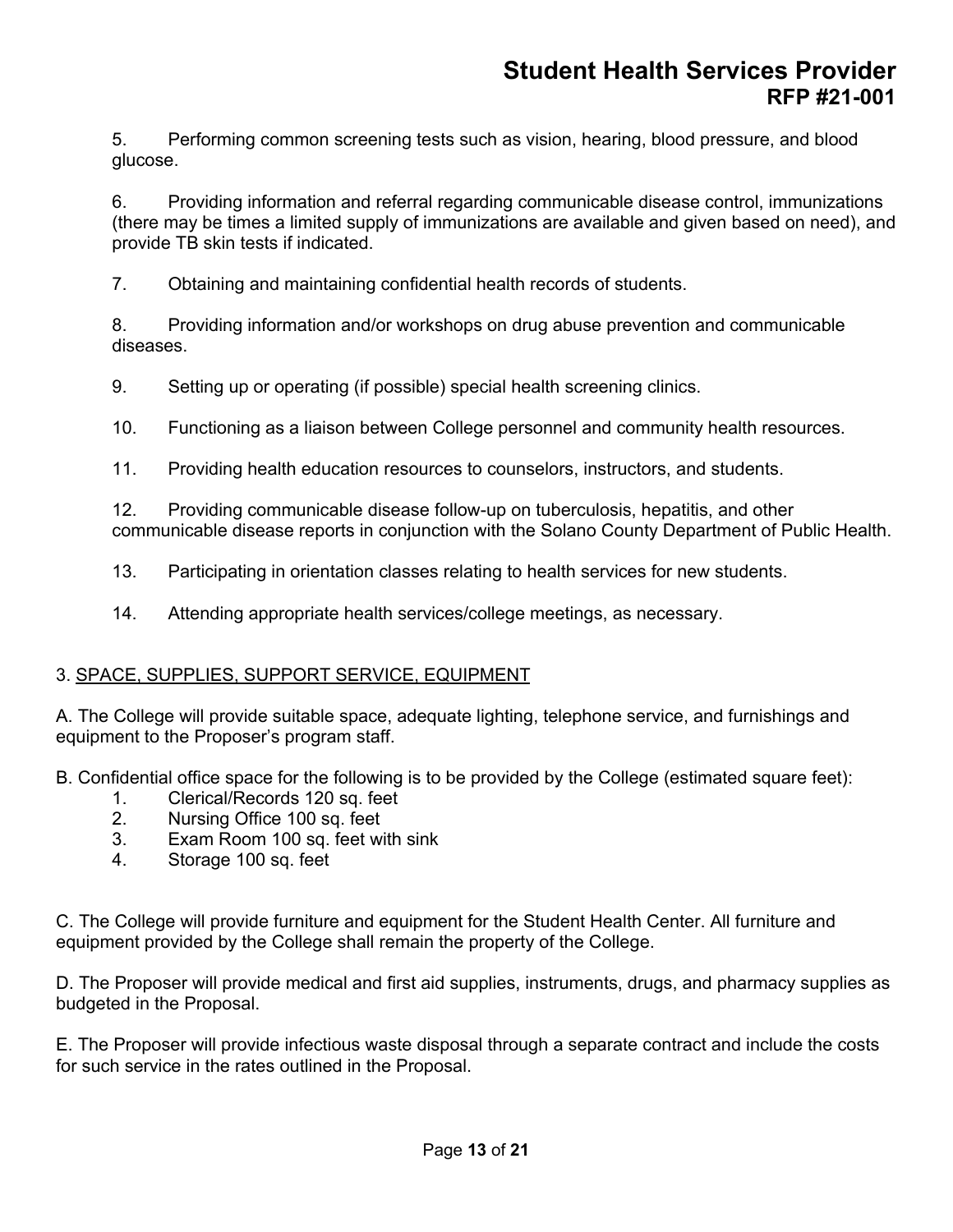5. Performing common screening tests such as vision, hearing, blood pressure, and blood glucose.

6. Providing information and referral regarding communicable disease control, immunizations (there may be times a limited supply of immunizations are available and given based on need), and provide TB skin tests if indicated.

7. Obtaining and maintaining confidential health records of students.

8. Providing information and/or workshops on drug abuse prevention and communicable diseases.

9. Setting up or operating (if possible) special health screening clinics.

10. Functioning as a liaison between College personnel and community health resources.

11. Providing health education resources to counselors, instructors, and students.

12. Providing communicable disease follow-up on tuberculosis, hepatitis, and other communicable disease reports in conjunction with the Solano County Department of Public Health.

13. Participating in orientation classes relating to health services for new students.

14. Attending appropriate health services/college meetings, as necessary.

3. <u>SPACE, SUPPLIES, SUPPORT SERVICE, EQUIPMENT</u>

A. The College will provide suitable space, adequate lighting, telephone service, and furnishings and equipment to the Proposer's program staff.

B. Confidential office space for the following is to be provided by the College (estimated square feet):

1. Clerical/Records 120 sq. feet
2. Nursing Office 100 sq. feet
3. Exam Room 100 sq. feet with sink
4. Storage 100 sq. feet

C. The College will provide furniture and equipment for the Student Health Center. All furniture and equipment provided by the College shall remain the property of the College.

D. The Proposer will provide medical and first aid supplies, instruments, drugs, and pharmacy supplies as budgeted in the Proposal.

E. The Proposer will provide infectious waste disposal through a separate contract and include the costs for such service in the rates outlined in the Proposal.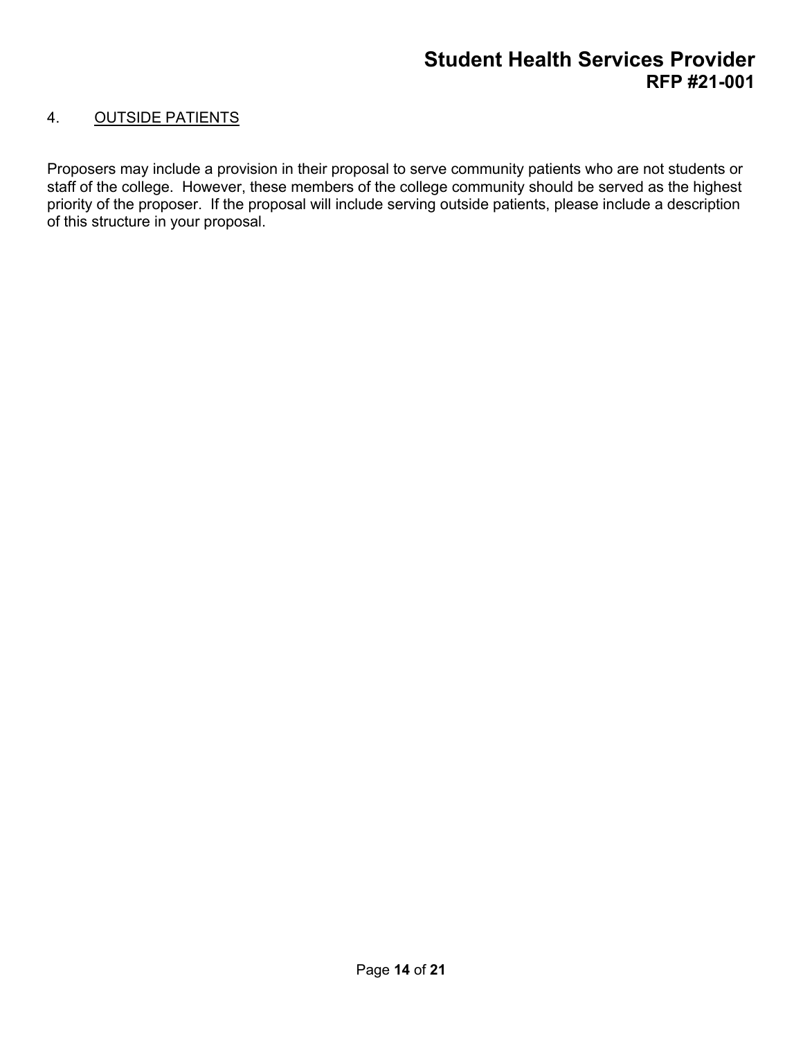## 4. OUTSIDE PATIENTS

Proposers may include a provision in their proposal to serve community patients who are not students or staff of the college. However, these members of the college community should be served as the highest priority of the proposer. If the proposal will include serving outside patients, please include a description of this structure in your proposal.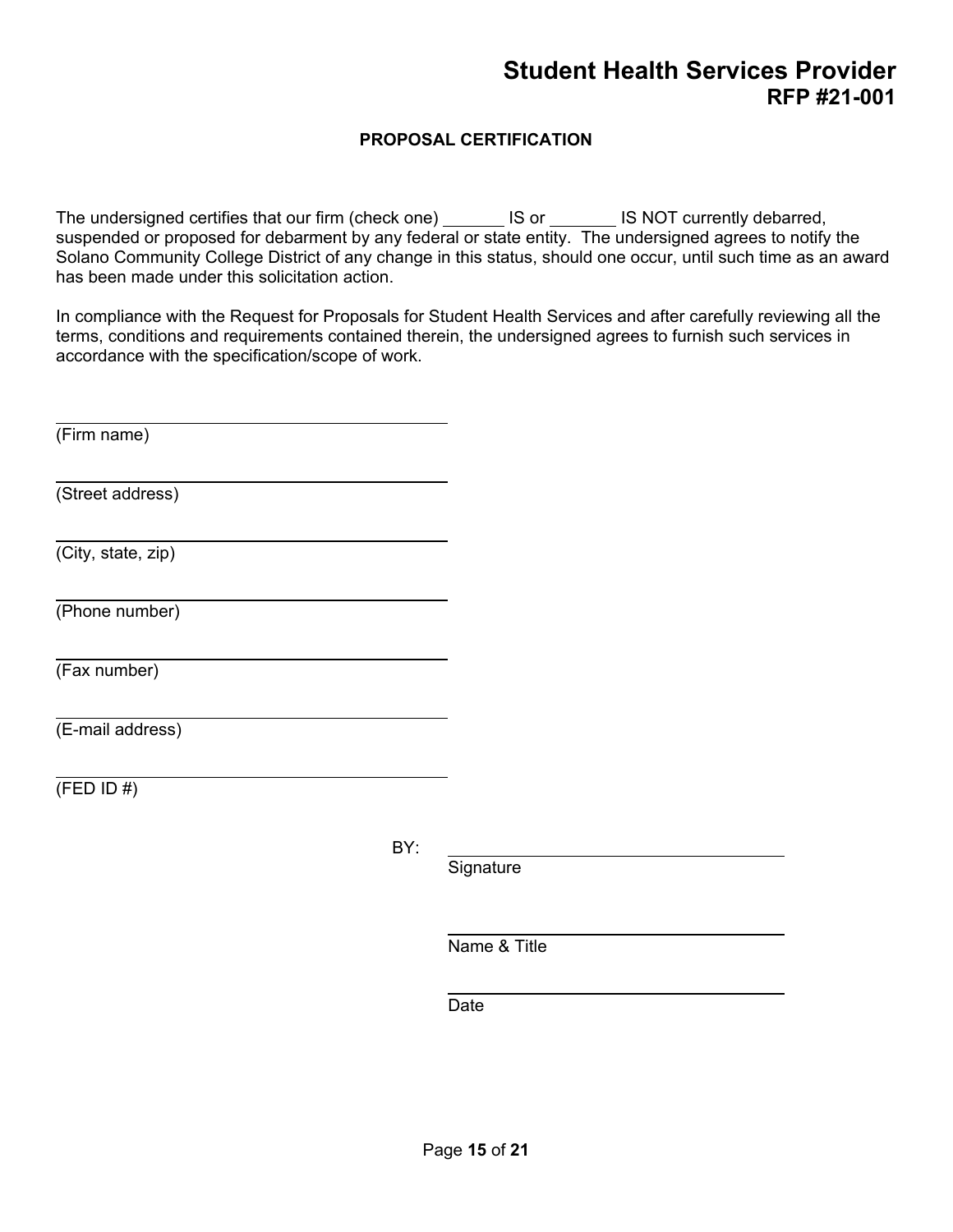# Student Health Services Provider
## RFP #21-001

### PROPOSAL CERTIFICATION

The undersigned certifies that our firm (check one) ______ IS or _______ IS NOT currently debarred, suspended or proposed for debarment by any federal or state entity. The undersigned agrees to notify the Solano Community College District of any change in this status, should one occur, until such time as an award has been made under this solicitation action.

In compliance with the Request for Proposals for Student Health Services and after carefully reviewing all the terms, conditions and requirements contained therein, the undersigned agrees to furnish such services in accordance with the specification/scope of work.

_________________________________________
(Firm name)

_________________________________________
(Street address)

_________________________________________
(City, state, zip)

_________________________________________
(Phone number)

_________________________________________
(Fax number)

_________________________________________
(E-mail address)

_________________________________________
(FED ID #)

BY: _________________________________________
Signature

_________________________________________
Name & Title

_________________________________________
Date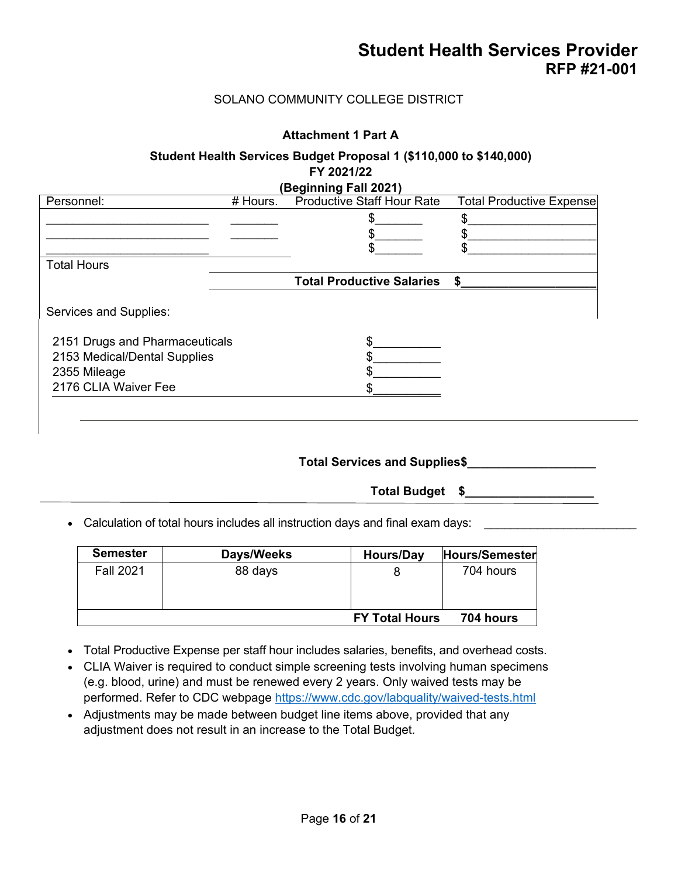# Student Health Services Provider
## RFP #21-001

SOLANO COMMUNITY COLLEGE DISTRICT

**Attachment 1 Part A**

**Student Health Services Budget Proposal 1 ($110,000 to $140,000)**
**FY 2021/22**
**(Beginning Fall 2021)**

| Personnel: | # Hours. | Productive Staff Hour Rate | Total Productive Expense |
|---|---|---|---|
| ________________________ | _______ | $_______ | $___________________ |
| ________________________ | _______ | $_______ | $___________________ |
| ________________________ | | $_______ | $___________________ |
| Total Hours | | | |
| | | **Total Productive Salaries** | **$___________________** |

Services and Supplies:

| | |
|---|---|
| 2151 Drugs and Pharmaceuticals | $__________ |
| 2153 Medical/Dental Supplies | $__________ |
| 2355 Mileage | $__________ |
| 2176 CLIA Waiver Fee | $__________ |

**Total Services and Supplies$___________________**

**Total Budget $___________________**

- Calculation of total hours includes all instruction days and final exam days: ______________________

| Semester | Days/Weeks | Hours/Day | Hours/Semester |
|---|---|---|---|
| Fall 2021 | 88 days | 8 | 704 hours |
| | | **FY Total Hours** | **704 hours** |

- Total Productive Expense per staff hour includes salaries, benefits, and overhead costs.
- CLIA Waiver is required to conduct simple screening tests involving human specimens (e.g. blood, urine) and must be renewed every 2 years. Only waived tests may be performed. Refer to CDC webpage https://www.cdc.gov/labquality/waived-tests.html
- Adjustments may be made between budget line items above, provided that any adjustment does not result in an increase to the Total Budget.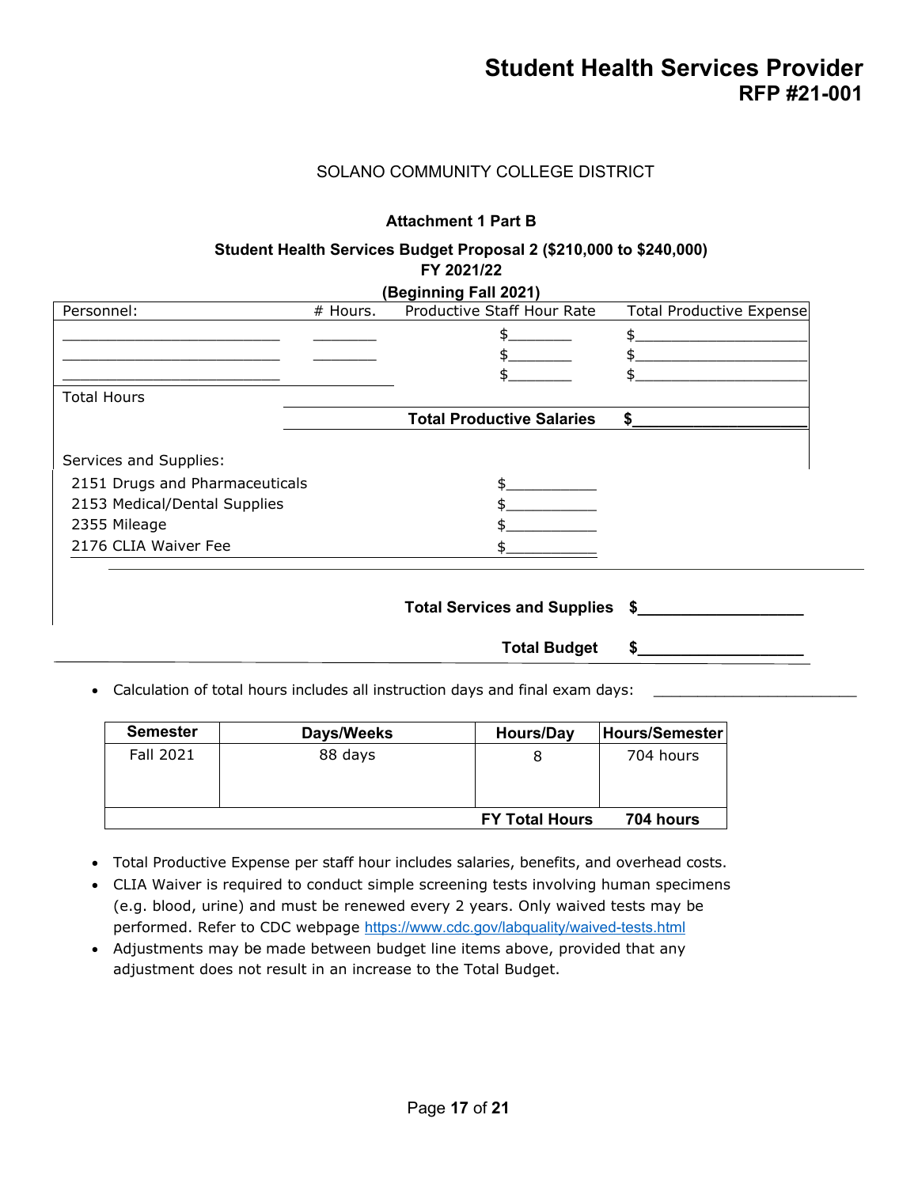SOLANO COMMUNITY COLLEGE DISTRICT

**Attachment 1 Part B**

**Student Health Services Budget Proposal 2 ($210,000 to $240,000)**
**FY 2021/22**
**(Beginning Fall 2021)**

| Personnel: | # Hours. | Productive Staff Hour Rate | Total Productive Expense |
|---|---|---|---|
| ________________________ | _______ | $_______ | $____________________ |
| ________________________ | _______ | $_______ | $____________________ |
| ________________________ | | $_______ | $____________________ |
| Total Hours | | | |
| | | **Total Productive Salaries** | **$____________________** |

| Services and Supplies: | |
|---|---|
| 2151 Drugs and Pharmaceuticals | $__________ |
| 2153 Medical/Dental Supplies | $__________ |
| 2355 Mileage | $__________ |
| 2176 CLIA Waiver Fee | $__________ |

**Total Services and Supplies $__________________**

**Total Budget $__________________**

- Calculation of total hours includes all instruction days and final exam days: ______________________

| Semester | Days/Weeks | Hours/Day | Hours/Semester |
|---|---|---|---|
| Fall 2021 | 88 days | 8 | 704 hours |
| | | **FY Total Hours** | **704 hours** |

- Total Productive Expense per staff hour includes salaries, benefits, and overhead costs.
- CLIA Waiver is required to conduct simple screening tests involving human specimens (e.g. blood, urine) and must be renewed every 2 years. Only waived tests may be performed. Refer to CDC webpage https://www.cdc.gov/labquality/waived-tests.html
- Adjustments may be made between budget line items above, provided that any adjustment does not result in an increase to the Total Budget.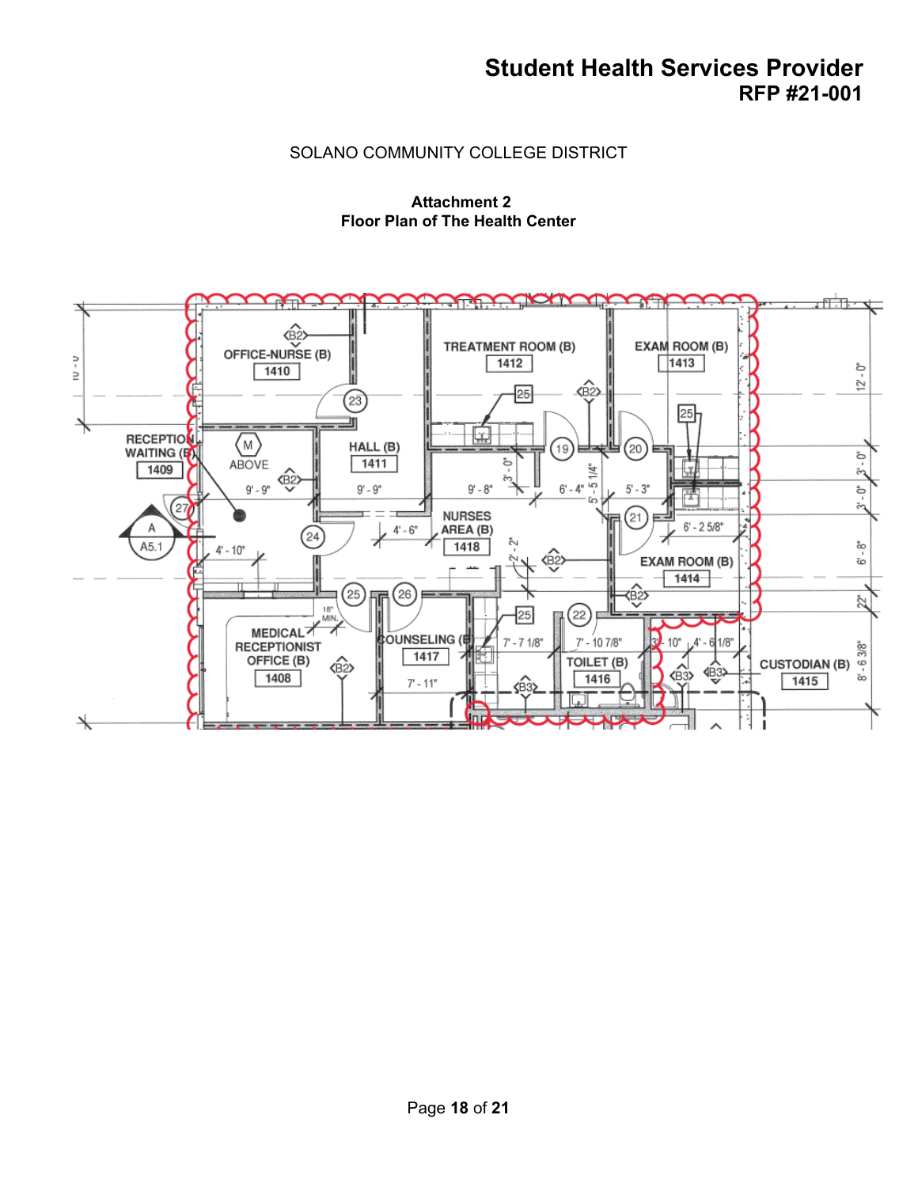SOLANO COMMUNITY COLLEGE DISTRICT

**Attachment 2**
**Floor Plan of The Health Center**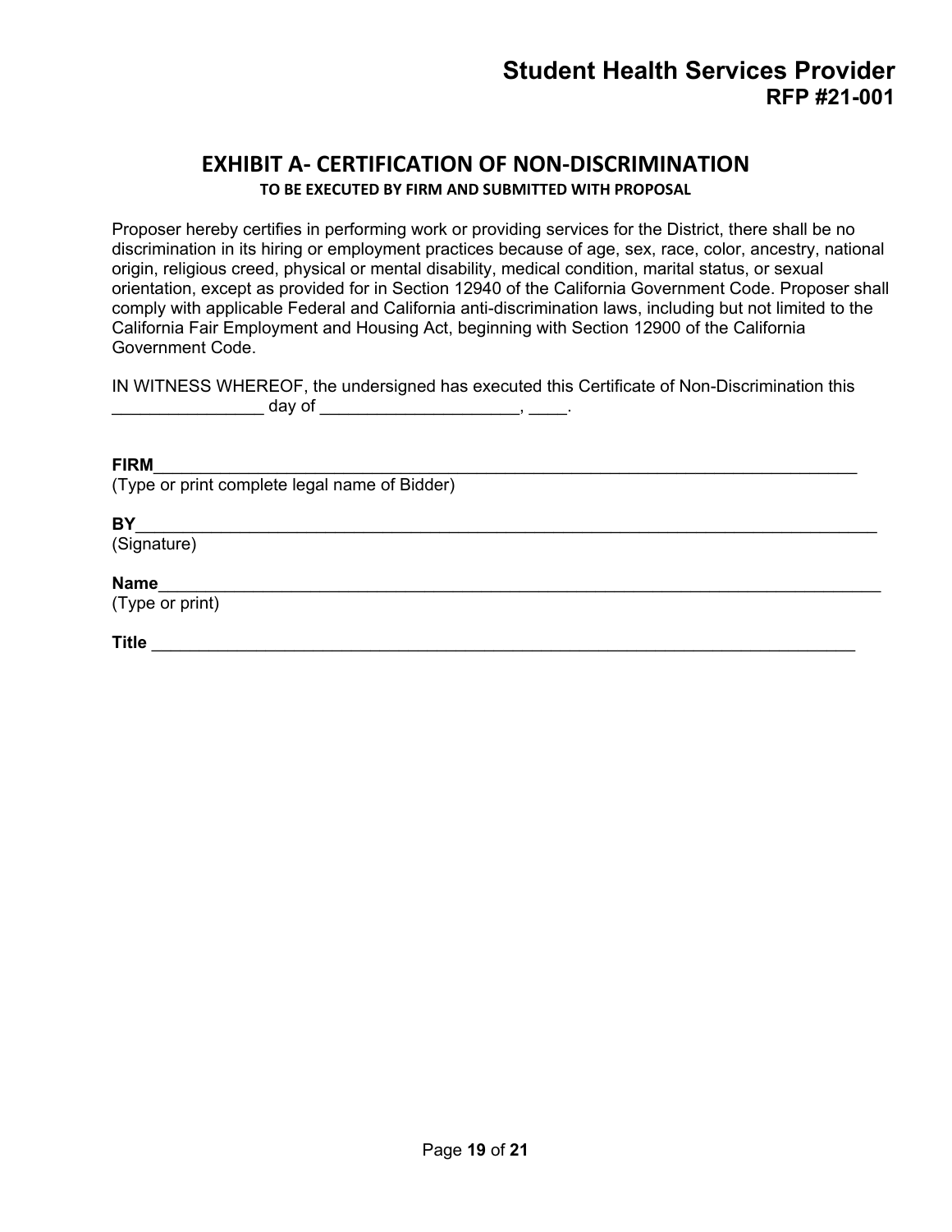# EXHIBIT A- CERTIFICATION OF NON-DISCRIMINATION

**TO BE EXECUTED BY FIRM AND SUBMITTED WITH PROPOSAL**

Proposer hereby certifies in performing work or providing services for the District, there shall be no discrimination in its hiring or employment practices because of age, sex, race, color, ancestry, national origin, religious creed, physical or mental disability, medical condition, marital status, or sexual orientation, except as provided for in Section 12940 of the California Government Code. Proposer shall comply with applicable Federal and California anti-discrimination laws, including but not limited to the California Fair Employment and Housing Act, beginning with Section 12900 of the California Government Code.

IN WITNESS WHEREOF, the undersigned has executed this Certificate of Non-Discrimination this ________________ day of _____________________, ____.

**FIRM**_____________________________________________________________________________
(Type or print complete legal name of Bidder)

**BY**_______________________________________________________________________________
(Signature)

**Name**____________________________________________________________________________
(Type or print)

**Title** ____________________________________________________________________________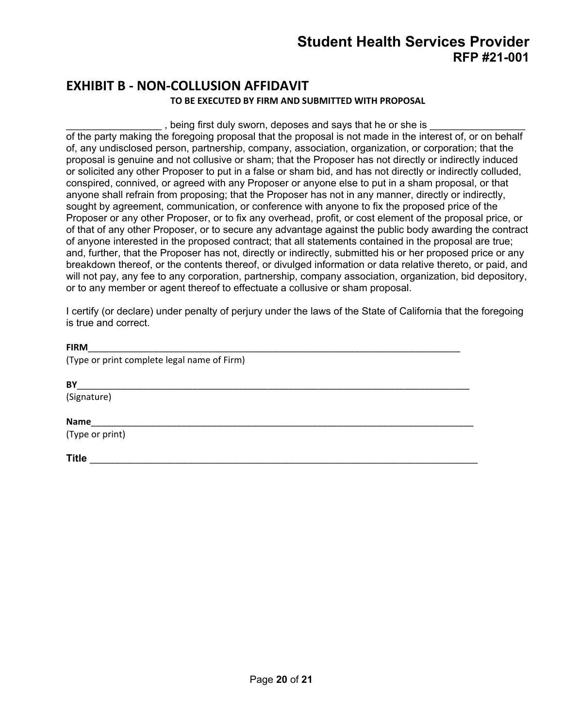## EXHIBIT B - NON-COLLUSION AFFIDAVIT

**TO BE EXECUTED BY FIRM AND SUBMITTED WITH PROPOSAL**

_________________ , being first duly sworn, deposes and says that he or she is _________________ of the party making the foregoing proposal that the proposal is not made in the interest of, or on behalf of, any undisclosed person, partnership, company, association, organization, or corporation; that the proposal is genuine and not collusive or sham; that the Proposer has not directly or indirectly induced or solicited any other Proposer to put in a false or sham bid, and has not directly or indirectly colluded, conspired, connived, or agreed with any Proposer or anyone else to put in a sham proposal, or that anyone shall refrain from proposing; that the Proposer has not in any manner, directly or indirectly, sought by agreement, communication, or conference with anyone to fix the proposed price of the Proposer or any other Proposer, or to fix any overhead, profit, or cost element of the proposal price, or of that of any other Proposer, or to secure any advantage against the public body awarding the contract of anyone interested in the proposed contract; that all statements contained in the proposal are true; and, further, that the Proposer has not, directly or indirectly, submitted his or her proposed price or any breakdown thereof, or the contents thereof, or divulged information or data relative thereto, or paid, and will not pay, any fee to any corporation, partnership, company association, organization, bid depository, or to any member or agent thereof to effectuate a collusive or sham proposal.

I certify (or declare) under penalty of perjury under the laws of the State of California that the foregoing is true and correct.

**FIRM**_____________________________________________________________________________
(Type or print complete legal name of Firm)

**BY**________________________________________________________________________________
(Signature)

**Name**_____________________________________________________________________________
(Type or print)

**Title** _____________________________________________________________________________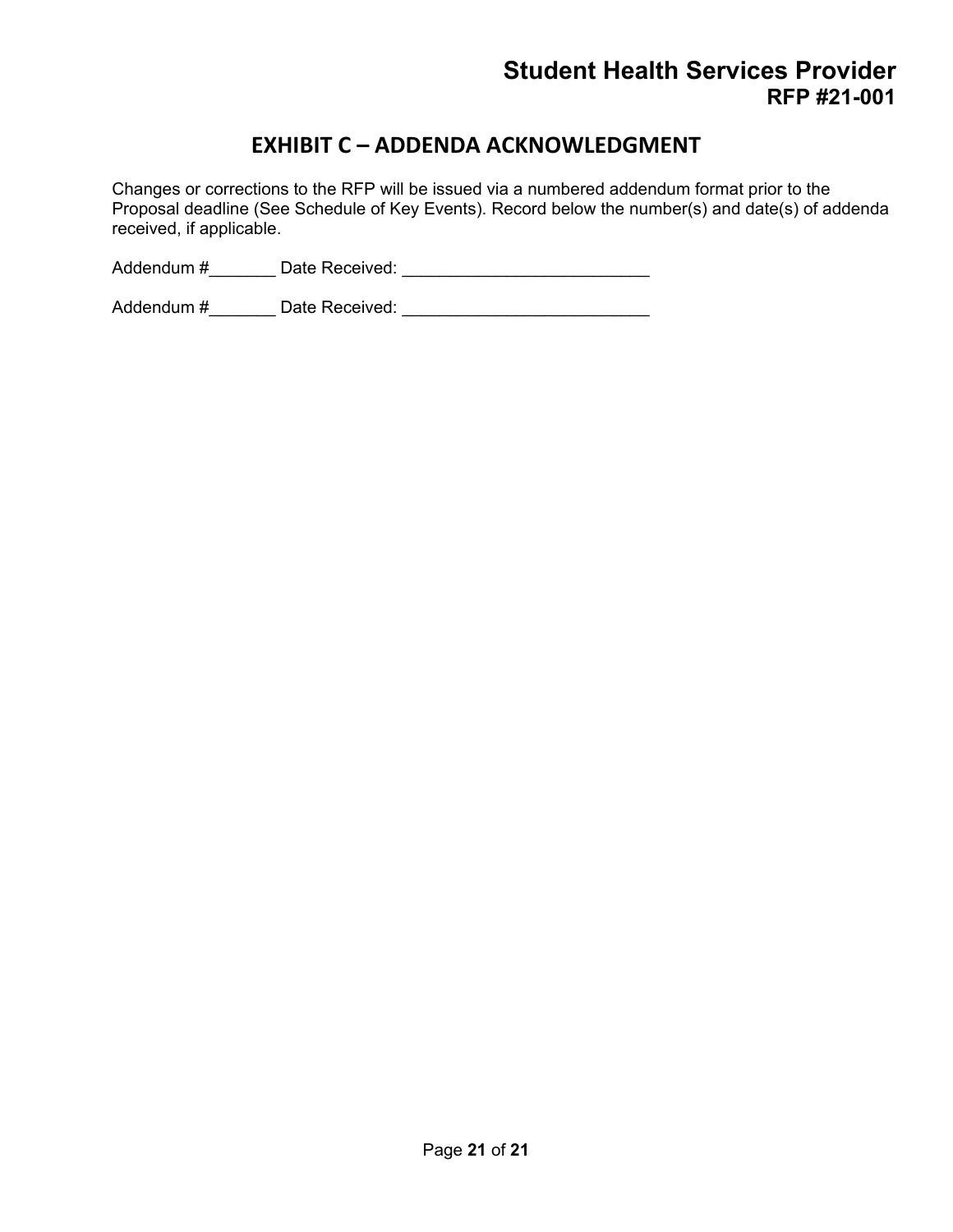# EXHIBIT C – ADDENDA ACKNOWLEDGMENT

Changes or corrections to the RFP will be issued via a numbered addendum format prior to the Proposal deadline (See Schedule of Key Events). Record below the number(s) and date(s) of addenda received, if applicable.

Addendum #_______ Date Received: __________________________

Addendum #_______ Date Received: __________________________